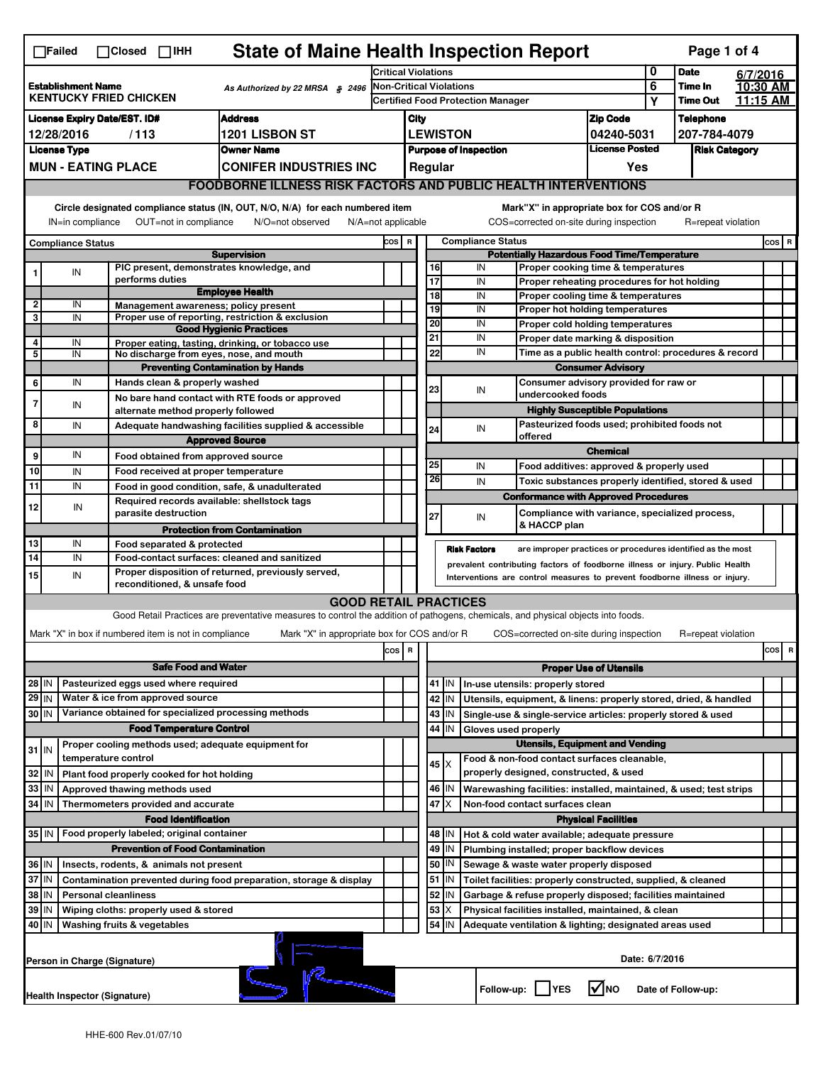☐Failed ☐Closed ☐IHH

# State of Maine Health Inspection Report

| | | | |
|---|---|---|---|
| **Establishment Name** KENTUCKY FRIED CHICKEN | As Authorized by 22 MRSA § 2496 | Critical Violations | 0 |
| | | Non-Critical Violations | 6 |
| | | Certified Food Protection Manager | Y |

**Date** 6/7/2016 **Time In** 10:30 AM **Time Out** 11:15 AM

| License Expiry Date/EST. ID# | Address | City | Zip Code | Telephone |
|---|---|---|---|---|
| 12/28/2016 / 113 | 1201 LISBON ST | LEWISTON | 04240-5031 | 207-784-4079 |

| License Type | Owner Name | Purpose of Inspection | License Posted | Risk Category |
|---|---|---|---|---|
| MUN - EATING PLACE | CONIFER INDUSTRIES INC | Regular | Yes | |

## FOODBORNE ILLNESS RISK FACTORS AND PUBLIC HEALTH INTERVENTIONS

Circle designated compliance status (IN, OUT, N/O, N/A) for each numbered item. IN=in compliance OUT=not in compliance N/O=not observed N/A=not applicable

Mark "X" in appropriate box for COS and/or R. COS=corrected on-site during inspection R=repeat violation

| # | Compliance Status | Item | COS | R |
|---|---|---|---|---|
| | | **Supervision** | | |
| 1 | IN | PIC present, demonstrates knowledge, and performs duties | | |
| | | **Employee Health** | | |
| 2 | IN | Management awareness; policy present | | |
| 3 | IN | Proper use of reporting, restriction & exclusion | | |
| | | **Good Hygienic Practices** | | |
| 4 | IN | Proper eating, tasting, drinking, or tobacco use | | |
| 5 | IN | No discharge from eyes, nose, and mouth | | |
| | | **Preventing Contamination by Hands** | | |
| 6 | IN | Hands clean & properly washed | | |
| 7 | IN | No bare hand contact with RTE foods or approved alternate method properly followed | | |
| 8 | IN | Adequate handwashing facilities supplied & accessible | | |
| | | **Approved Source** | | |
| 9 | IN | Food obtained from approved source | | |
| 10 | IN | Food received at proper temperature | | |
| 11 | IN | Food in good condition, safe, & unadulterated | | |
| 12 | IN | Required records available: shellstock tags parasite destruction | | |
| | | **Protection from Contamination** | | |
| 13 | IN | Food separated & protected | | |
| 14 | IN | Food-contact surfaces: cleaned and sanitized | | |
| 15 | IN | Proper disposition of returned, previously served, reconditioned, & unsafe food | | |
| | | **Potentially Hazardous Food Time/Temperature** | | |
| 16 | IN | Proper cooking time & temperatures | | |
| 17 | IN | Proper reheating procedures for hot holding | | |
| 18 | IN | Proper cooling time & temperatures | | |
| 19 | IN | Proper hot holding temperatures | | |
| 20 | IN | Proper cold holding temperatures | | |
| 21 | IN | Proper date marking & disposition | | |
| 22 | IN | Time as a public health control: procedures & record | | |
| | | **Consumer Advisory** | | |
| 23 | IN | Consumer advisory provided for raw or undercooked foods | | |
| | | **Highly Susceptible Populations** | | |
| 24 | IN | Pasteurized foods used; prohibited foods not offered | | |
| | | **Chemical** | | |
| 25 | IN | Food additives: approved & properly used | | |
| 26 | IN | Toxic substances properly identified, stored & used | | |
| | | **Conformance with Approved Procedures** | | |
| 27 | IN | Compliance with variance, specialized process, & HACCP plan | | |

**Risk Factors** are improper practices or procedures identified as the most prevalent contributing factors of foodborne illness or injury. Public Health Interventions are control measures to prevent foodborne illness or injury.

## GOOD RETAIL PRACTICES

Good Retail Practices are preventative measures to control the addition of pathogens, chemicals, and physical objects into foods.

Mark "X" in box if numbered item is not in compliance. Mark "X" in appropriate box for COS and/or R. COS=corrected on-site during inspection R=repeat violation

| # | Status | Item | COS | R |
|---|---|---|---|---|
| | | **Safe Food and Water** | | |
| 28 | IN | Pasteurized eggs used where required | | |
| 29 | IN | Water & ice from approved source | | |
| 30 | IN | Variance obtained for specialized processing methods | | |
| | | **Food Temperature Control** | | |
| 31 | IN | Proper cooling methods used; adequate equipment for temperature control | | |
| 32 | IN | Plant food properly cooked for hot holding | | |
| 33 | IN | Approved thawing methods used | | |
| 34 | IN | Thermometers provided and accurate | | |
| | | **Food Identification** | | |
| 35 | IN | Food properly labeled; original container | | |
| | | **Prevention of Food Contamination** | | |
| 36 | IN | Insects, rodents, & animals not present | | |
| 37 | IN | Contamination prevented during food preparation, storage & display | | |
| 38 | IN | Personal cleanliness | | |
| 39 | IN | Wiping cloths: properly used & stored | | |
| 40 | IN | Washing fruits & vegetables | | |
| | | **Proper Use of Utensils** | | |
| 41 | IN | In-use utensils: properly stored | | |
| 42 | IN | Utensils, equipment, & linens: properly stored, dried, & handled | | |
| 43 | IN | Single-use & single-service articles: properly stored & used | | |
| 44 | IN | Gloves used properly | | |
| | | **Utensils, Equipment and Vending** | | |
| 45 | X | Food & non-food contact surfaces cleanable, properly designed, constructed, & used | | |
| 46 | IN | Warewashing facilities: installed, maintained, & used; test strips | | |
| 47 | X | Non-food contact surfaces clean | | |
| | | **Physical Facilities** | | |
| 48 | IN | Hot & cold water available; adequate pressure | | |
| 49 | IN | Plumbing installed; proper backflow devices | | |
| 50 | IN | Sewage & waste water properly disposed | | |
| 51 | IN | Toilet facilities: properly constructed, supplied, & cleaned | | |
| 52 | IN | Garbage & refuse properly disposed; facilities maintained | | |
| 53 | X | Physical facilities installed, maintained, & clean | | |
| 54 | IN | Adequate ventilation & lighting; designated areas used | | |

Person in Charge (Signature) [signature]

Date: 6/7/2016

Health Inspector (Signature) [signature]

Follow-up: ☐ YES ☑ NO Date of Follow-up:

HHE-600 Rev.01/07/10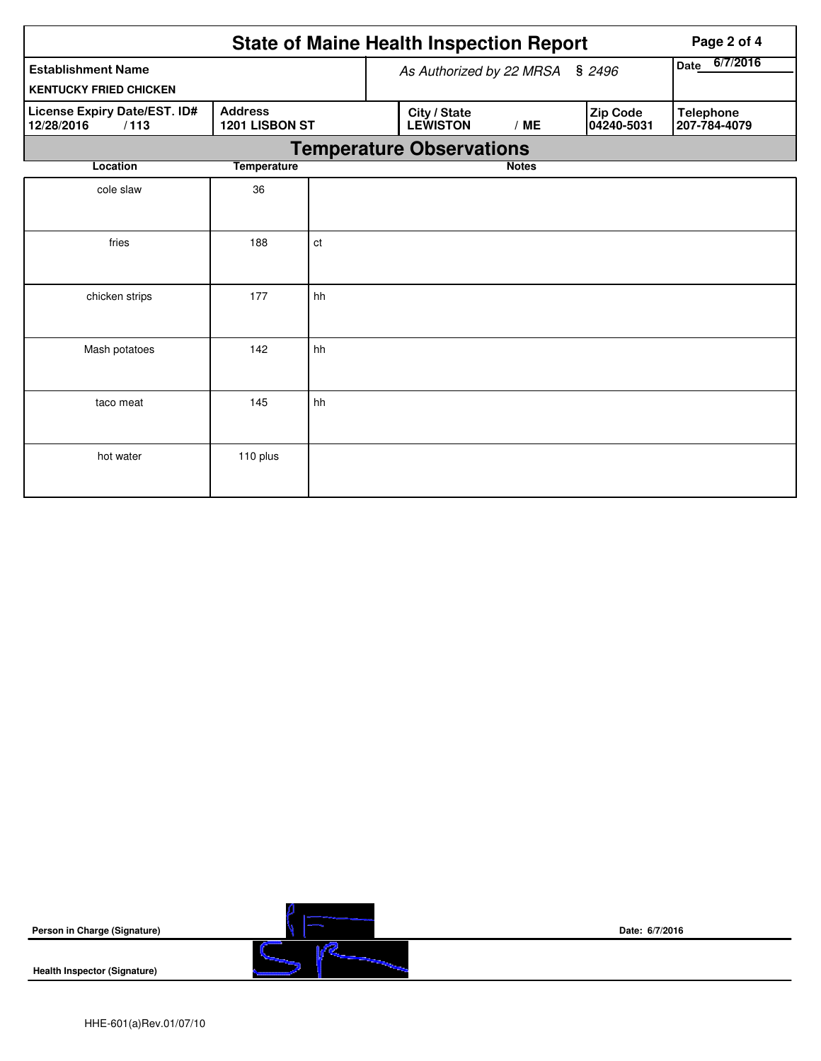# State of Maine Health Inspection Report

| Establishment Name | As Authorized by 22 MRSA § 2496 | Date 6/7/2016 |
|---|---|---|
| KENTUCKY FRIED CHICKEN | | |

| License Expiry Date/EST. ID# | Address | City / State | Zip Code | Telephone |
|---|---|---|---|---|
| 12/28/2016 / 113 | 1201 LISBON ST | LEWISTON / ME | 04240-5031 | 207-784-4079 |

## Temperature Observations

| Location | Temperature | Notes |
|---|---|---|
| cole slaw | 36 | |
| fries | 188 | ct |
| chicken strips | 177 | hh |
| Mash potatoes | 142 | hh |
| taco meat | 145 | hh |
| hot water | 110 plus | |

**Person in Charge (Signature)** Date: 6/7/2016

**Health Inspector (Signature)**

HHE-601(a)Rev.01/07/10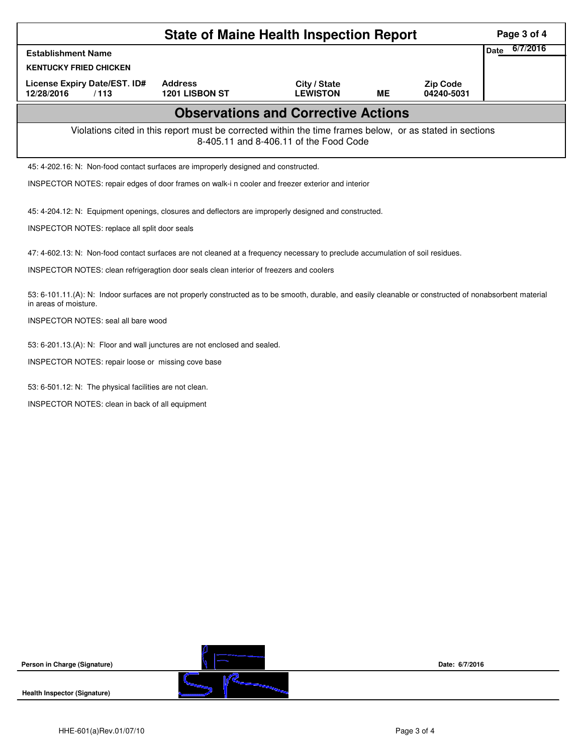# State of Maine Health Inspection Report

| Establishment Name | | | | | Date 6/7/2016 |
|---|---|---|---|---|---|
| KENTUCKY FRIED CHICKEN | | | | | |
| License Expiry Date/EST. ID# | Address | City / State | | Zip Code | |
| 12/28/2016 / 113 | 1201 LISBON ST | LEWISTON | ME | 04240-5031 | |

## Observations and Corrective Actions

Violations cited in this report must be corrected within the time frames below, or as stated in sections 8-405.11 and 8-406.11 of the Food Code

45: 4-202.16: N: Non-food contact surfaces are improperly designed and constructed.

INSPECTOR NOTES: repair edges of door frames on walk-i n cooler and freezer exterior and interior

45: 4-204.12: N: Equipment openings, closures and deflectors are improperly designed and constructed.

INSPECTOR NOTES: replace all split door seals

47: 4-602.13: N: Non-food contact surfaces are not cleaned at a frequency necessary to preclude accumulation of soil residues.

INSPECTOR NOTES: clean refrigeragtion door seals clean interior of freezers and coolers

53: 6-101.11.(A): N: Indoor surfaces are not properly constructed as to be smooth, durable, and easily cleanable or constructed of nonabsorbent material in areas of moisture.

INSPECTOR NOTES: seal all bare wood

53: 6-201.13.(A): N: Floor and wall junctures are not enclosed and sealed.

INSPECTOR NOTES: repair loose or missing cove base

53: 6-501.12: N: The physical facilities are not clean.

INSPECTOR NOTES: clean in back of all equipment

Person in Charge (Signature) Date: 6/7/2016

Health Inspector (Signature)

HHE-601(a)Rev.01/07/10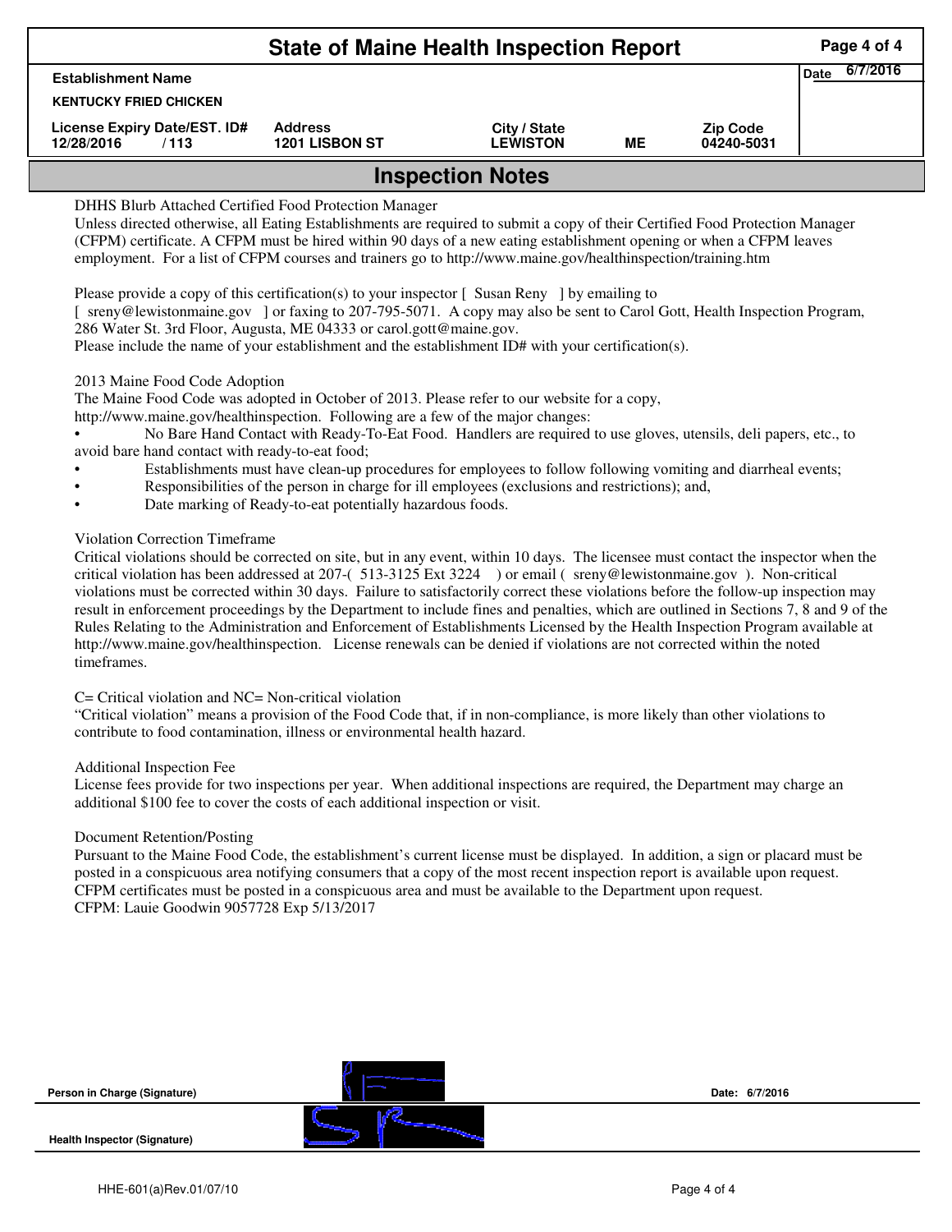# State of Maine Health Inspection Report

| Establishment Name | | | | | Date 6/7/2016 |
|---|---|---|---|---|---|
| KENTUCKY FRIED CHICKEN | | | | | |
| License Expiry Date/EST. ID# | Address | City / State | | Zip Code | |
| 12/28/2016 / 113 | 1201 LISBON ST | LEWISTON | ME | 04240-5031 | |

## Inspection Notes

DHHS Blurb Attached Certified Food Protection Manager
Unless directed otherwise, all Eating Establishments are required to submit a copy of their Certified Food Protection Manager (CFPM) certificate. A CFPM must be hired within 90 days of a new eating establishment opening or when a CFPM leaves employment. For a list of CFPM courses and trainers go to http://www.maine.gov/healthinspection/training.htm

Please provide a copy of this certification(s) to your inspector [ Susan Reny ] by emailing to [ sreny@lewistonmaine.gov ] or faxing to 207-795-5071. A copy may also be sent to Carol Gott, Health Inspection Program, 286 Water St. 3rd Floor, Augusta, ME 04333 or carol.gott@maine.gov.
Please include the name of your establishment and the establishment ID# with your certification(s).

2013 Maine Food Code Adoption
The Maine Food Code was adopted in October of 2013. Please refer to our website for a copy, http://www.maine.gov/healthinspection. Following are a few of the major changes:

- No Bare Hand Contact with Ready-To-Eat Food. Handlers are required to use gloves, utensils, deli papers, etc., to avoid bare hand contact with ready-to-eat food;
- Establishments must have clean-up procedures for employees to follow following vomiting and diarrheal events;
- Responsibilities of the person in charge for ill employees (exclusions and restrictions); and,
- Date marking of Ready-to-eat potentially hazardous foods.

Violation Correction Timeframe
Critical violations should be corrected on site, but in any event, within 10 days. The licensee must contact the inspector when the critical violation has been addressed at 207-( 513-3125 Ext 3224 ) or email ( sreny@lewistonmaine.gov ). Non-critical violations must be corrected within 30 days. Failure to satisfactorily correct these violations before the follow-up inspection may result in enforcement proceedings by the Department to include fines and penalties, which are outlined in Sections 7, 8 and 9 of the Rules Relating to the Administration and Enforcement of Establishments Licensed by the Health Inspection Program available at http://www.maine.gov/healthinspection. License renewals can be denied if violations are not corrected within the noted timeframes.

C= Critical violation and NC= Non-critical violation
"Critical violation" means a provision of the Food Code that, if in non-compliance, is more likely than other violations to contribute to food contamination, illness or environmental health hazard.

Additional Inspection Fee
License fees provide for two inspections per year. When additional inspections are required, the Department may charge an additional $100 fee to cover the costs of each additional inspection or visit.

Document Retention/Posting
Pursuant to the Maine Food Code, the establishment's current license must be displayed. In addition, a sign or placard must be posted in a conspicuous area notifying consumers that a copy of the most recent inspection report is available upon request. CFPM certificates must be posted in a conspicuous area and must be available to the Department upon request.
CFPM: Lauie Goodwin 9057728 Exp 5/13/2017

**Person in Charge (Signature)** Date: 6/7/2016

**Health Inspector (Signature)**

HHE-601(a)Rev.01/07/10